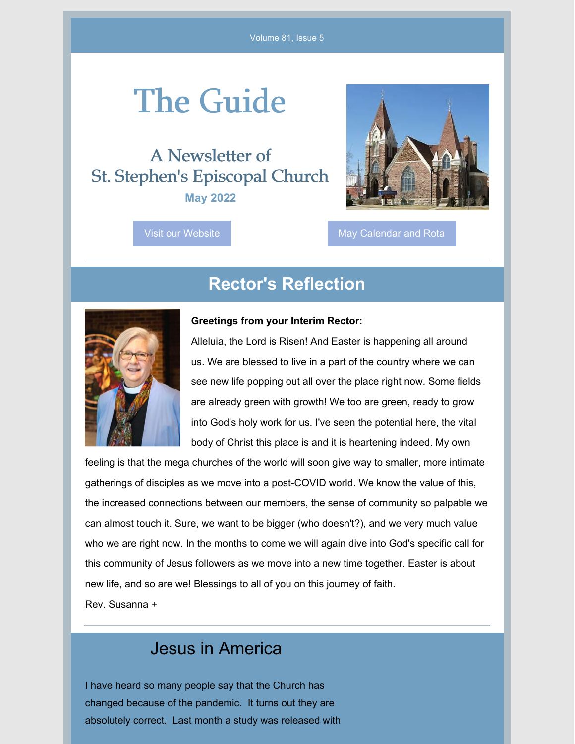Volume 81, Issue 5

# The Guide

## A Newsletter of St. Stephen's Episcopal Church

**May 2022**

Visit our Website

May Calendar and Rota

## Rector's Reflection

**Greetings from your Interim Rector:**

Alleluia, the Lord is Risen! And Easter is happening all around us. We are blessed to live in a part of the country where we can see new life popping out all over the place right now. Some fields are already green with growth! We too are green, ready to grow into God's holy work for us. I've seen the potential here, the vital body of Christ this place is and it is heartening indeed. My own feeling is that the mega churches of the world will soon give way to smaller, more intimate gatherings of disciples as we move into a post-COVID world. We know the value of this, the increased connections between our members, the sense of community so palpable we can almost touch it. Sure, we want to be bigger (who doesn't?), and we very much value who we are right now. In the months to come we will again dive into God's specific call for this community of Jesus followers as we move into a new time together. Easter is about new life, and so are we! Blessings to all of you on this journey of faith.

Rev. Susanna +

## Jesus in America

I have heard so many people say that the Church has changed because of the pandemic. It turns out they are absolutely correct. Last month a study was released with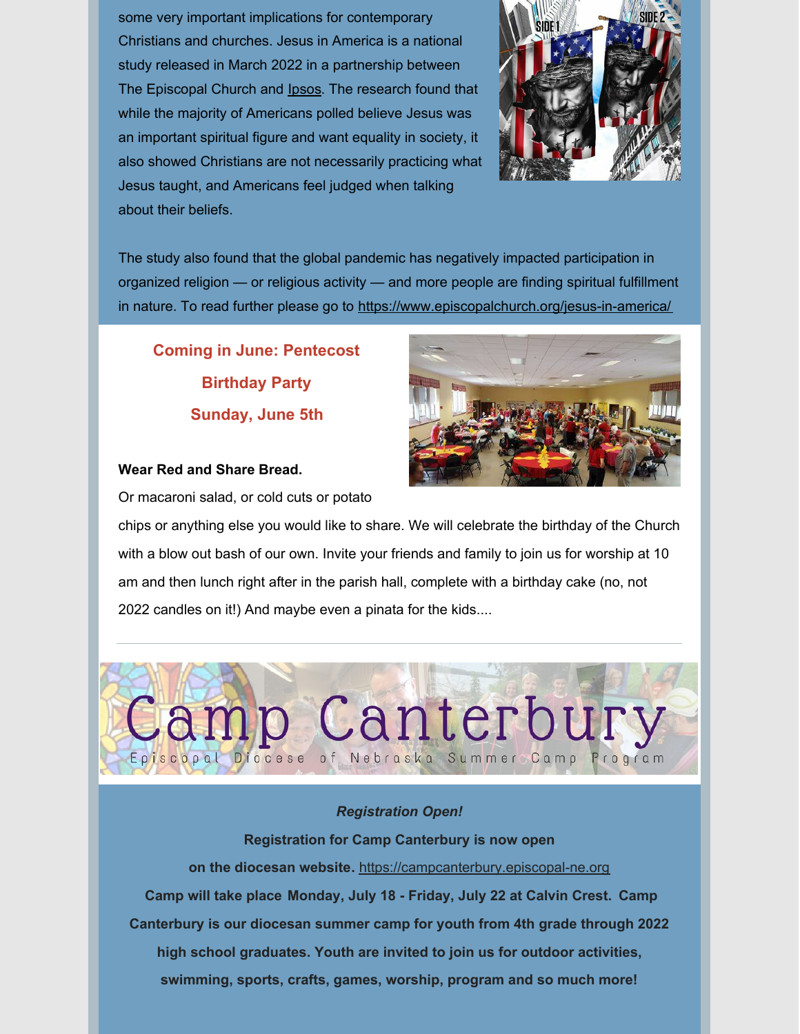some very important implications for contemporary Christians and churches. Jesus in America is a national study released in March 2022 in a partnership between The Episcopal Church and Ipsos. The research found that while the majority of Americans polled believe Jesus was an important spiritual figure and want equality in society, it also showed Christians are not necessarily practicing what Jesus taught, and Americans feel judged when talking about their beliefs.

The study also found that the global pandemic has negatively impacted participation in organized religion — or religious activity — and more people are finding spiritual fulfillment in nature. To read further please go to https://www.episcopalchurch.org/jesus-in-america/

## Coming in June: Pentecost Birthday Party Sunday, June 5th

**Wear Red and Share Bread.**

Or macaroni salad, or cold cuts or potato chips or anything else you would like to share. We will celebrate the birthday of the Church with a blow out bash of our own. Invite your friends and family to join us for worship at 10 am and then lunch right after in the parish hall, complete with a birthday cake (no, not 2022 candles on it!) And maybe even a pinata for the kids....

---

# Camp Canterbury

Episcopal Diocese of Nebraska Summer Camp Program

*Registration Open!*

**Registration for Camp Canterbury is now open on the diocesan website.** https://campcanterbury.episcopal-ne.org

**Camp will take place Monday, July 18 - Friday, July 22 at Calvin Crest. Camp Canterbury is our diocesan summer camp for youth from 4th grade through 2022 high school graduates. Youth are invited to join us for outdoor activities, swimming, sports, crafts, games, worship, program and so much more!**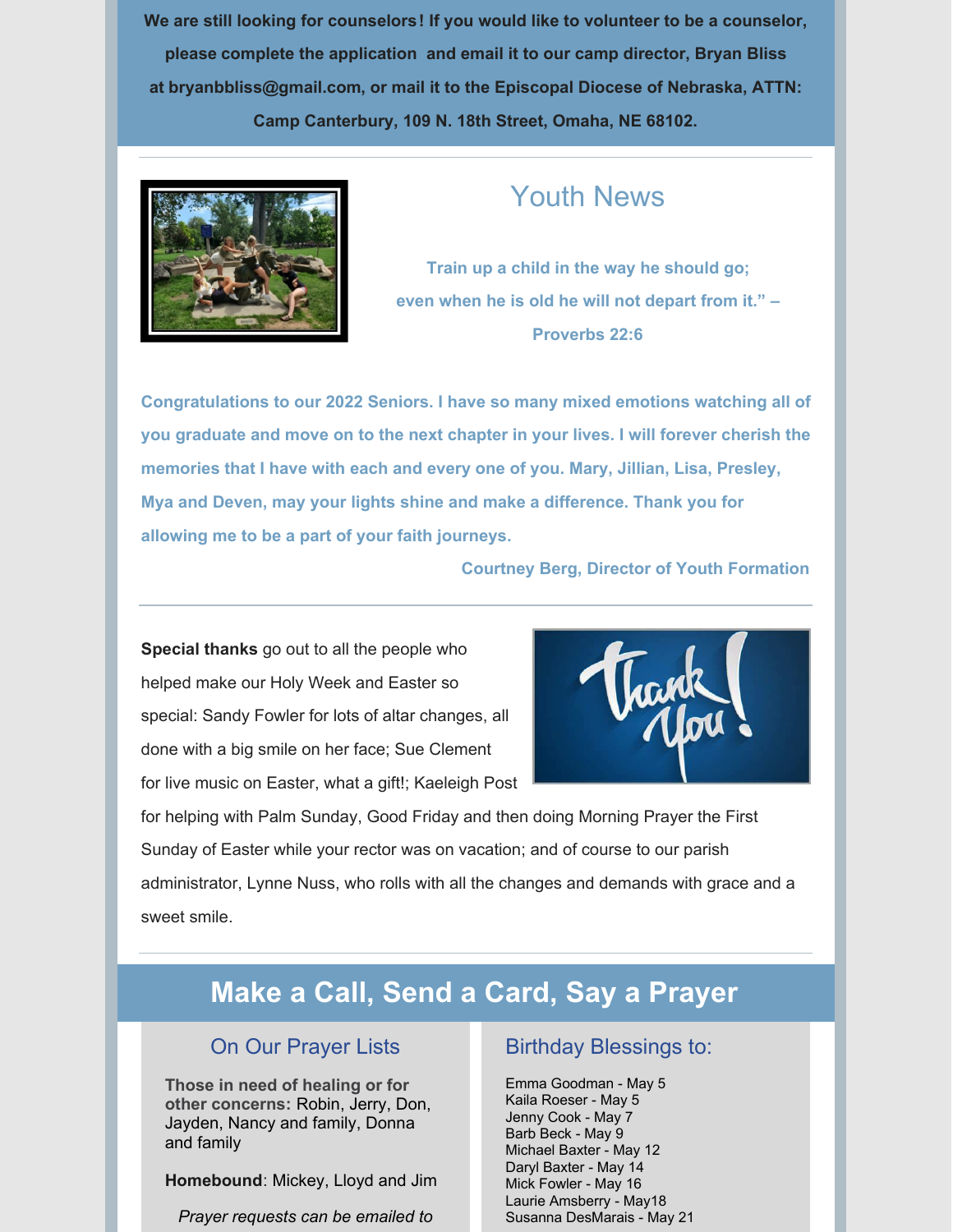**We are still looking for counselors! If you would like to volunteer to be a counselor, please complete the application and email it to our camp director, Bryan Bliss at bryanbbliss@gmail.com, or mail it to the Episcopal Diocese of Nebraska, ATTN: Camp Canterbury, 109 N. 18th Street, Omaha, NE 68102.**

---

## Youth News

**Train up a child in the way he should go;
even when he is old he will not depart from it." –
Proverbs 22:6**

**Congratulations to our 2022 Seniors. I have so many mixed emotions watching all of you graduate and move on to the next chapter in your lives. I will forever cherish the memories that I have with each and every one of you. Mary, Jillian, Lisa, Presley, Mya and Deven, may your lights shine and make a difference. Thank you for allowing me to be a part of your faith journeys.**

**Courtney Berg, Director of Youth Formation**

---

**Special thanks** go out to all the people who helped make our Holy Week and Easter so special: Sandy Fowler for lots of altar changes, all done with a big smile on her face; Sue Clement for live music on Easter, what a gift!; Kaeleigh Post for helping with Palm Sunday, Good Friday and then doing Morning Prayer the First Sunday of Easter while your rector was on vacation; and of course to our parish administrator, Lynne Nuss, who rolls with all the changes and demands with grace and a sweet smile.

---

## Make a Call, Send a Card, Say a Prayer

### On Our Prayer Lists

**Those in need of healing or for other concerns:** Robin, Jerry, Don, Jayden, Nancy and family, Donna and family

**Homebound**: Mickey, Lloyd and Jim

*Prayer requests can be emailed to*

### Birthday Blessings to:

Emma Goodman - May 5
Kaila Roeser - May 5
Jenny Cook - May 7
Barb Beck - May 9
Michael Baxter - May 12
Daryl Baxter - May 14
Mick Fowler - May 16
Laurie Amsberry - May18
Susanna DesMarais - May 21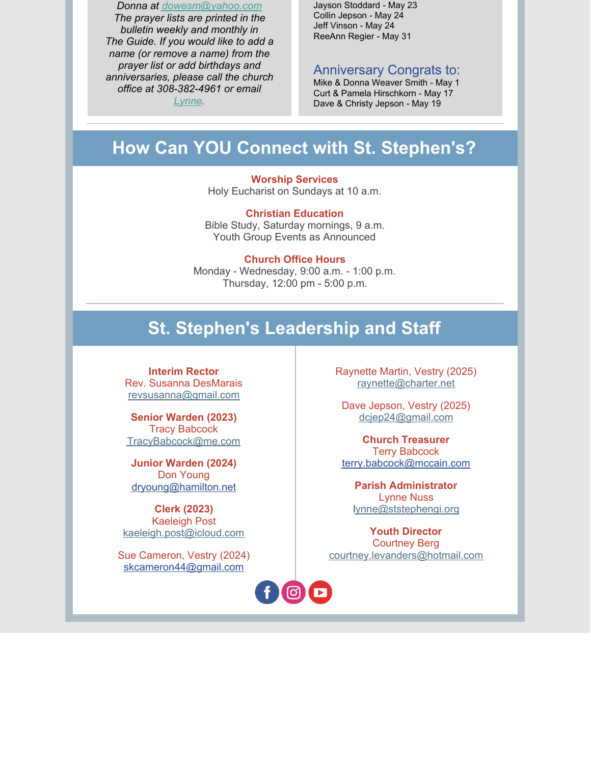*Donna at dowesm@yahoo.com The prayer lists are printed in the bulletin weekly and monthly in The Guide. If you would like to add a name (or remove a name) from the prayer list or add birthdays and anniversaries, please call the church office at 308-382-4961 or email Lynne.*

Jayson Stoddard - May 23
Collin Jepson - May 24
Jeff Vinson - May 24
ReeAnn Regier - May 31

### Anniversary Congrats to:

Mike & Donna Weaver Smith - May 1
Curt & Pamela Hirschkorn - May 17
Dave & Christy Jepson - May 19

## How Can YOU Connect with St. Stephen's?

**Worship Services**
Holy Eucharist on Sundays at 10 a.m.

**Christian Education**
Bible Study, Saturday mornings, 9 a.m.
Youth Group Events as Announced

**Church Office Hours**
Monday - Wednesday, 9:00 a.m. - 1:00 p.m.
Thursday, 12:00 pm - 5:00 p.m.

## St. Stephen's Leadership and Staff

**Interim Rector**
Rev. Susanna DesMarais
revsusanna@gmail.com

**Senior Warden (2023)**
Tracy Babcock
TracyBabcock@me.com

**Junior Warden (2024)**
Don Young
dryoung@hamilton.net

**Clerk (2023)**
Kaeleigh Post
kaeleigh.post@icloud.com

Sue Cameron, Vestry (2024)
skcameron44@gmail.com

Raynette Martin, Vestry (2025)
raynette@charter.net

Dave Jepson, Vestry (2025)
dcjep24@gmail.com

**Church Treasurer**
Terry Babcock
terry.babcock@mccain.com

**Parish Administrator**
Lynne Nuss
lynne@ststephengi.org

**Youth Director**
Courtney Berg
courtney.levanders@hotmail.com